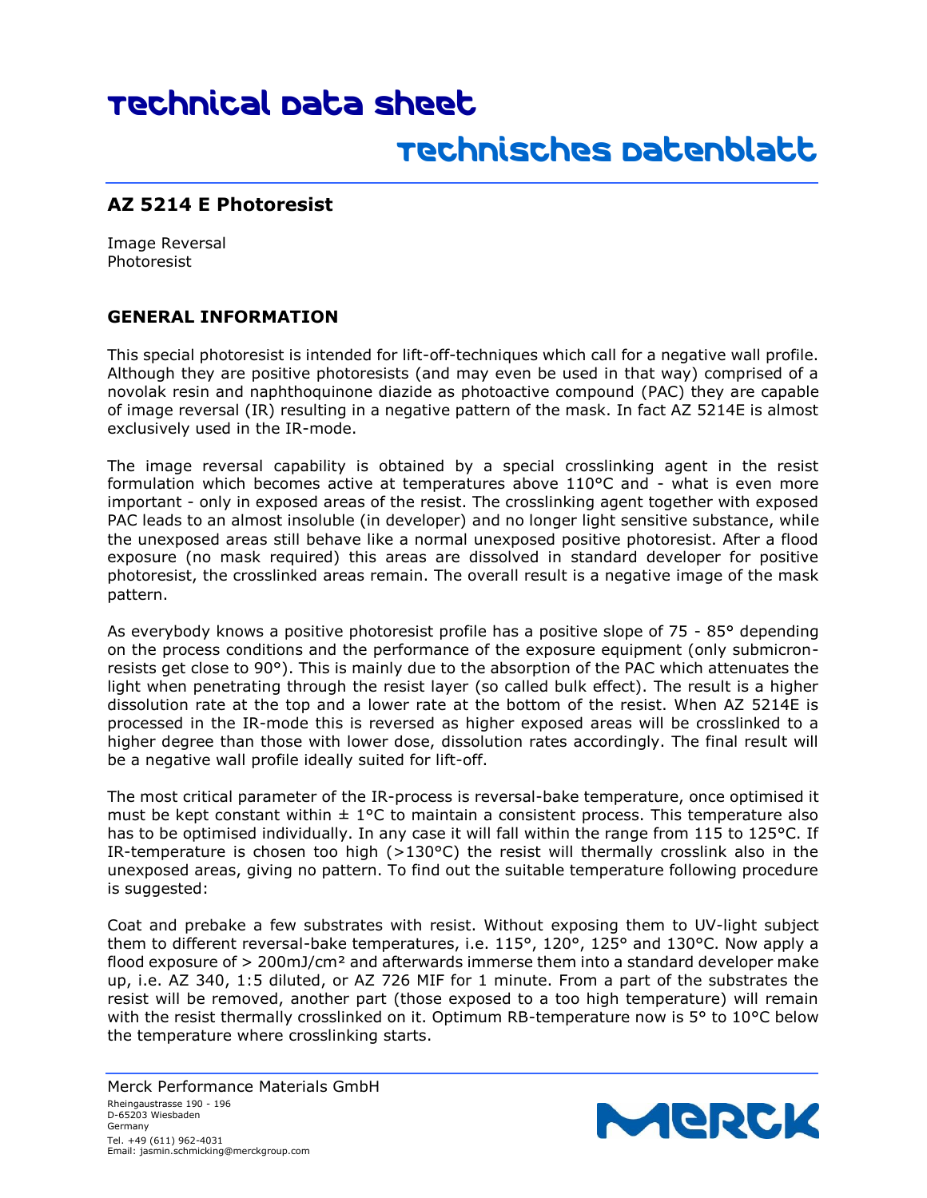# Technical Data Sheet

# Technisches Datenblatt

## AZ 5214 E Photoresist

Image Reversal
Photoresist

### GENERAL INFORMATION

This special photoresist is intended for lift-off-techniques which call for a negative wall profile. Although they are positive photoresists (and may even be used in that way) comprised of a novolak resin and naphthoquinone diazide as photoactive compound (PAC) they are capable of image reversal (IR) resulting in a negative pattern of the mask. In fact AZ 5214E is almost exclusively used in the IR-mode.

The image reversal capability is obtained by a special crosslinking agent in the resist formulation which becomes active at temperatures above 110°C and - what is even more important - only in exposed areas of the resist. The crosslinking agent together with exposed PAC leads to an almost insoluble (in developer) and no longer light sensitive substance, while the unexposed areas still behave like a normal unexposed positive photoresist. After a flood exposure (no mask required) this areas are dissolved in standard developer for positive photoresist, the crosslinked areas remain. The overall result is a negative image of the mask pattern.

As everybody knows a positive photoresist profile has a positive slope of 75 - 85° depending on the process conditions and the performance of the exposure equipment (only submicron-resists get close to 90°). This is mainly due to the absorption of the PAC which attenuates the light when penetrating through the resist layer (so called bulk effect). The result is a higher dissolution rate at the top and a lower rate at the bottom of the resist. When AZ 5214E is processed in the IR-mode this is reversed as higher exposed areas will be crosslinked to a higher degree than those with lower dose, dissolution rates accordingly. The final result will be a negative wall profile ideally suited for lift-off.

The most critical parameter of the IR-process is reversal-bake temperature, once optimised it must be kept constant within ± 1°C to maintain a consistent process. This temperature also has to be optimised individually. In any case it will fall within the range from 115 to 125°C. If IR-temperature is chosen too high (>130°C) the resist will thermally crosslink also in the unexposed areas, giving no pattern. To find out the suitable temperature following procedure is suggested:

Coat and prebake a few substrates with resist. Without exposing them to UV-light subject them to different reversal-bake temperatures, i.e. 115°, 120°, 125° and 130°C. Now apply a flood exposure of > 200mJ/cm² and afterwards immerse them into a standard developer make up, i.e. AZ 340, 1:5 diluted, or AZ 726 MIF for 1 minute. From a part of the substrates the resist will be removed, another part (those exposed to a too high temperature) will remain with the resist thermally crosslinked on it. Optimum RB-temperature now is 5° to 10°C below the temperature where crosslinking starts.

Merck Performance Materials GmbH
Rheingaustrasse 190 - 196
D-65203 Wiesbaden
Germany
Tel. +49 (611) 962-4031
Email: jasmin.schmicking@merckgroup.com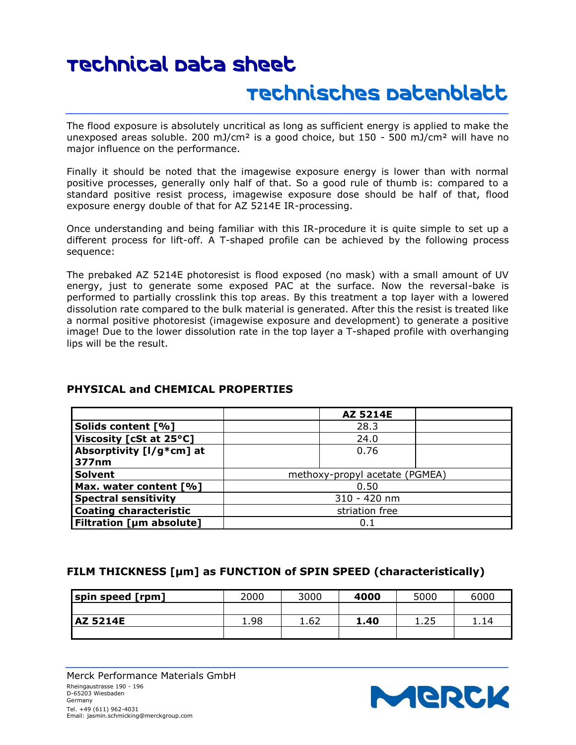The flood exposure is absolutely uncritical as long as sufficient energy is applied to make the unexposed areas soluble. 200 mJ/cm² is a good choice, but 150 - 500 mJ/cm² will have no major influence on the performance.

Finally it should be noted that the imagewise exposure energy is lower than with normal positive processes, generally only half of that. So a good rule of thumb is: compared to a standard positive resist process, imagewise exposure dose should be half of that, flood exposure energy double of that for AZ 5214E IR-processing.

Once understanding and being familiar with this IR-procedure it is quite simple to set up a different process for lift-off. A T-shaped profile can be achieved by the following process sequence:

The prebaked AZ 5214E photoresist is flood exposed (no mask) with a small amount of UV energy, just to generate some exposed PAC at the surface. Now the reversal-bake is performed to partially crosslink this top areas. By this treatment a top layer with a lowered dissolution rate compared to the bulk material is generated. After this the resist is treated like a normal positive photoresist (imagewise exposure and development) to generate a positive image! Due to the lower dissolution rate in the top layer a T-shaped profile with overhanging lips will be the result.

## PHYSICAL and CHEMICAL PROPERTIES

| | | **AZ 5214E** | |
|---|---|---|---|
| **Solids content [%]** | | 28.3 | |
| **Viscosity [cSt at 25°C]** | | 24.0 | |
| **Absorptivity [l/g*cm] at 377nm** | | 0.76 | |
| **Solvent** | methoxy-propyl acetate (PGMEA) | | |
| **Max. water content [%]** | 0.50 | | |
| **Spectral sensitivity** | 310 - 420 nm | | |
| **Coating characteristic** | striation free | | |
| **Filtration [µm absolute]** | 0.1 | | |

## FILM THICKNESS [µm] as FUNCTION of SPIN SPEED (characteristically)

| spin speed [rpm] | 2000 | 3000 | **4000** | 5000 | 6000 |
|---|---|---|---|---|---|
| **AZ 5214E** | 1.98 | 1.62 | **1.40** | 1.25 | 1.14 |

Merck Performance Materials GmbH
Rheingaustrasse 190 - 196
D-65203 Wiesbaden
Germany
Tel. +49 (611) 962-4031
Email: jasmin.schmicking@merckgroup.com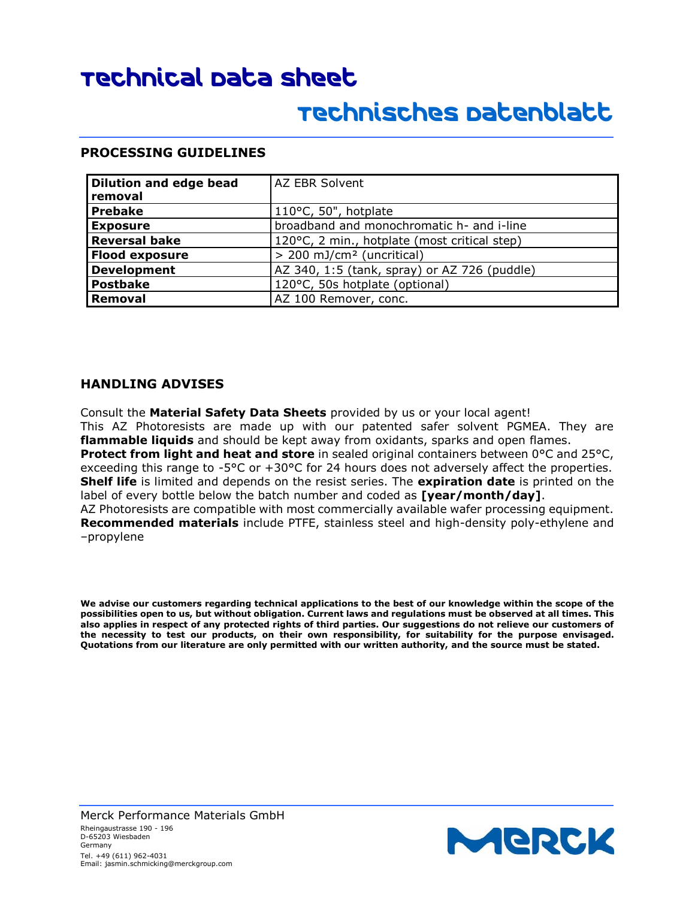# Technical Data Sheet

# Technisches Datenblatt

## PROCESSING GUIDELINES

| | |
|---|---|
| **Dilution and edge bead removal** | AZ EBR Solvent |
| **Prebake** | 110°C, 50", hotplate |
| **Exposure** | broadband and monochromatic h- and i-line |
| **Reversal bake** | 120°C, 2 min., hotplate (most critical step) |
| **Flood exposure** | > 200 mJ/cm² (uncritical) |
| **Development** | AZ 340, 1:5 (tank, spray) or AZ 726 (puddle) |
| **Postbake** | 120°C, 50s hotplate (optional) |
| **Removal** | AZ 100 Remover, conc. |

## HANDLING ADVISES

Consult the **Material Safety Data Sheets** provided by us or your local agent!
This AZ Photoresists are made up with our patented safer solvent PGMEA. They are **flammable liquids** and should be kept away from oxidants, sparks and open flames.
**Protect from light and heat and store** in sealed original containers between 0°C and 25°C, exceeding this range to -5°C or +30°C for 24 hours does not adversely affect the properties.
**Shelf life** is limited and depends on the resist series. The **expiration date** is printed on the label of every bottle below the batch number and coded as **[year/month/day]**.
AZ Photoresists are compatible with most commercially available wafer processing equipment.
**Recommended materials** include PTFE, stainless steel and high-density poly-ethylene and –propylene

**We advise our customers regarding technical applications to the best of our knowledge within the scope of the possibilities open to us, but without obligation. Current laws and regulations must be observed at all times. This also applies in respect of any protected rights of third parties. Our suggestions do not relieve our customers of the necessity to test our products, on their own responsibility, for suitability for the purpose envisaged. Quotations from our literature are only permitted with our written authority, and the source must be stated.**

Merck Performance Materials GmbH
Rheingaustrasse 190 - 196
D-65203 Wiesbaden
Germany
Tel. +49 (611) 962-4031
Email: jasmin.schmicking@merckgroup.com

MERCK